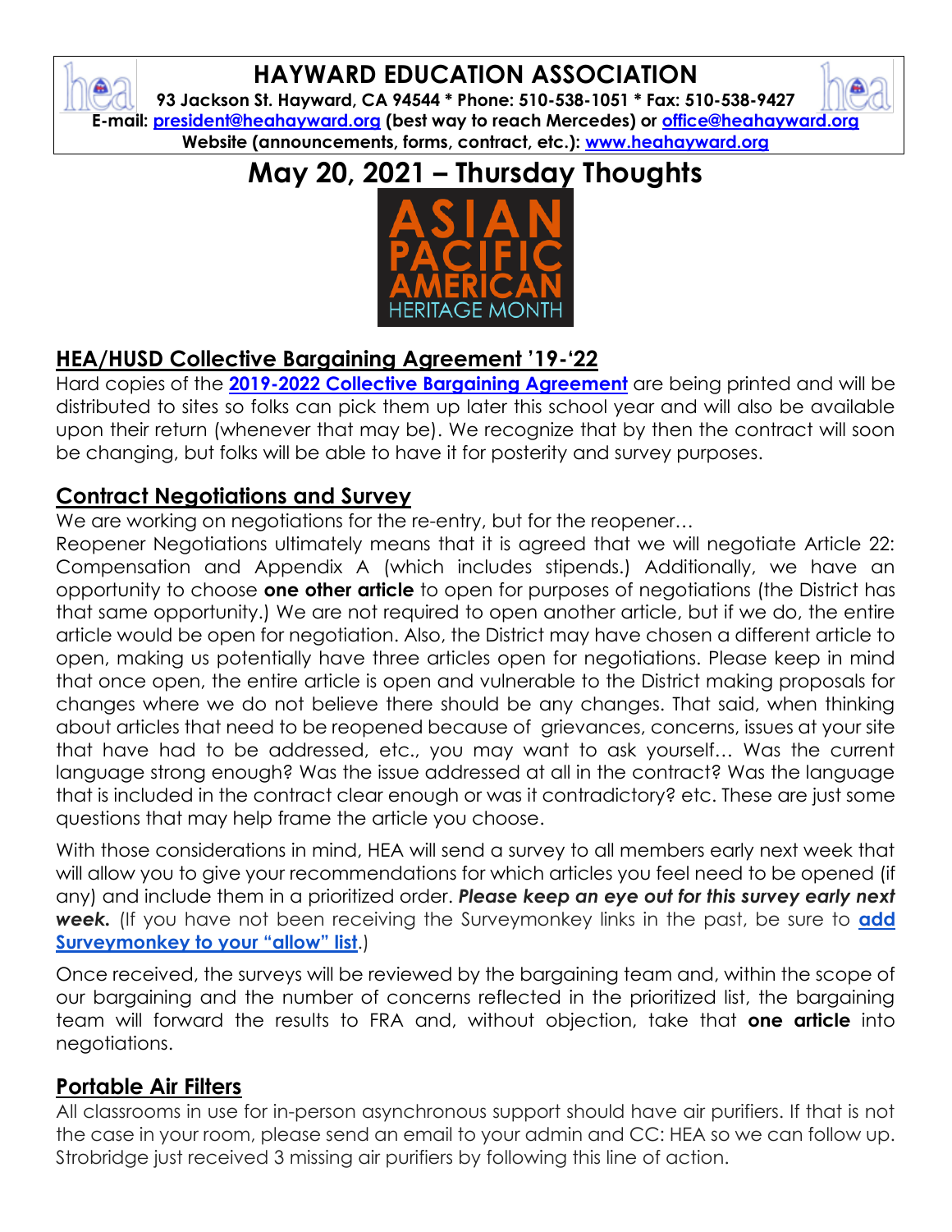# HAYWARD EDUCATION ASSOCIATION

**93 Jackson St. Hayward, CA 94544 * Phone: 510-538-1051 * Fax: 510-538-9427**
**E-mail: president@heahayward.org (best way to reach Mercedes) or office@heahayward.org**
**Website (announcements, forms, contract, etc.): www.heahayward.org**

# May 20, 2021 – Thursday Thoughts

ASIAN PACIFIC AMERICAN HERITAGE MONTH

## HEA/HUSD Collective Bargaining Agreement '19-'22

Hard copies of the **2019-2022 Collective Bargaining Agreement** are being printed and will be distributed to sites so folks can pick them up later this school year and will also be available upon their return (whenever that may be). We recognize that by then the contract will soon be changing, but folks will be able to have it for posterity and survey purposes.

## Contract Negotiations and Survey

We are working on negotiations for the re-entry, but for the reopener…

Reopener Negotiations ultimately means that it is agreed that we will negotiate Article 22: Compensation and Appendix A (which includes stipends.) Additionally, we have an opportunity to choose **one other article** to open for purposes of negotiations (the District has that same opportunity.) We are not required to open another article, but if we do, the entire article would be open for negotiation. Also, the District may have chosen a different article to open, making us potentially have three articles open for negotiations. Please keep in mind that once open, the entire article is open and vulnerable to the District making proposals for changes where we do not believe there should be any changes. That said, when thinking about articles that need to be reopened because of grievances, concerns, issues at your site that have had to be addressed, etc., you may want to ask yourself… Was the current language strong enough? Was the issue addressed at all in the contract? Was the language that is included in the contract clear enough or was it contradictory? etc. These are just some questions that may help frame the article you choose.

With those considerations in mind, HEA will send a survey to all members early next week that will allow you to give your recommendations for which articles you feel need to be opened (if any) and include them in a prioritized order. ***Please keep an eye out for this survey early next week.*** (If you have not been receiving the Surveymonkey links in the past, be sure to **add Surveymonkey to your "allow" list**.)

Once received, the surveys will be reviewed by the bargaining team and, within the scope of our bargaining and the number of concerns reflected in the prioritized list, the bargaining team will forward the results to FRA and, without objection, take that **one article** into negotiations.

## Portable Air Filters

All classrooms in use for in-person asynchronous support should have air purifiers. If that is not the case in your room, please send an email to your admin and CC: HEA so we can follow up. Strobridge just received 3 missing air purifiers by following this line of action.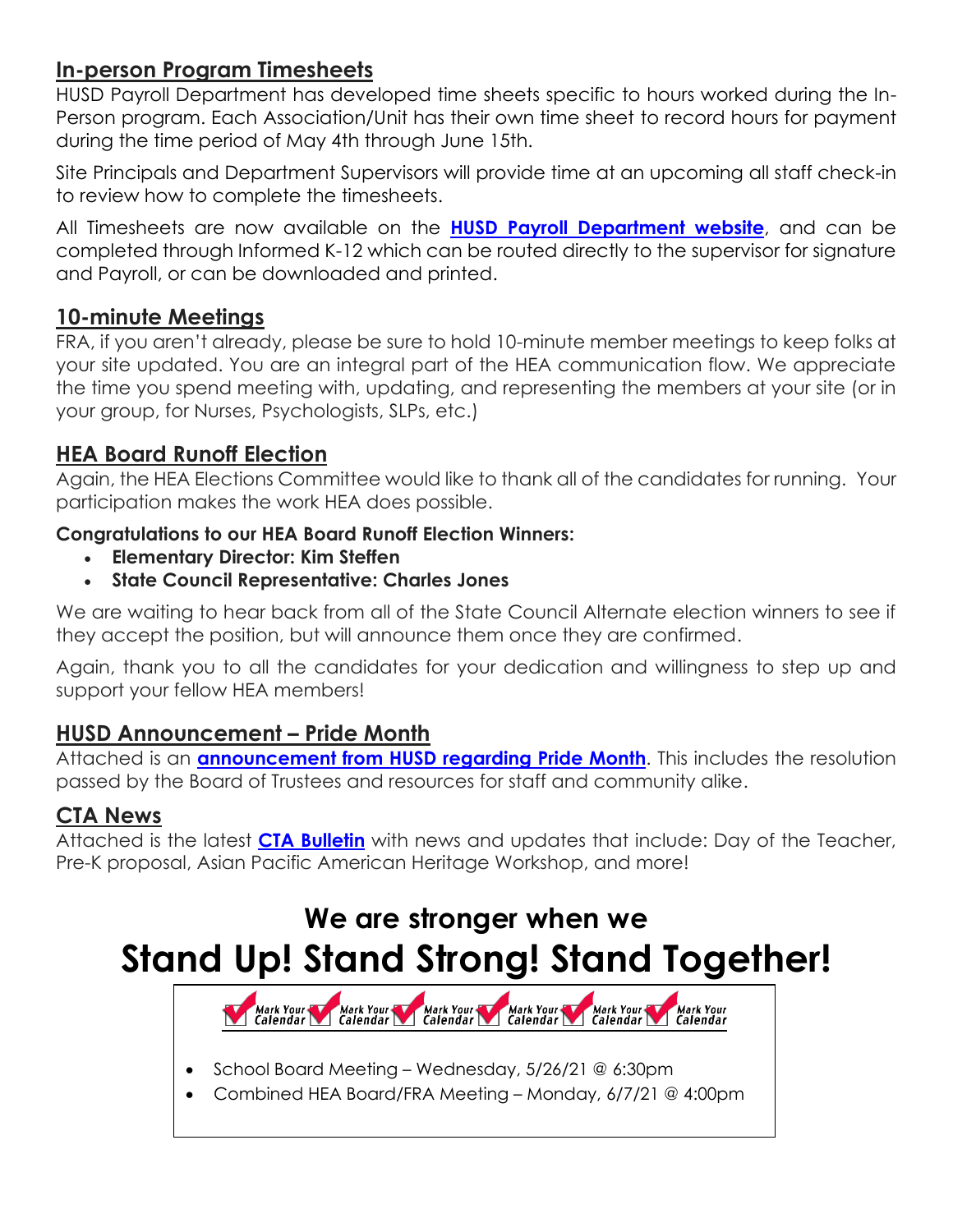## In-person Program Timesheets

HUSD Payroll Department has developed time sheets specific to hours worked during the In-Person program. Each Association/Unit has their own time sheet to record hours for payment during the time period of May 4th through June 15th.

Site Principals and Department Supervisors will provide time at an upcoming all staff check-in to review how to complete the timesheets.

All Timesheets are now available on the **HUSD Payroll Department website**, and can be completed through Informed K-12 which can be routed directly to the supervisor for signature and Payroll, or can be downloaded and printed.

## 10-minute Meetings

FRA, if you aren't already, please be sure to hold 10-minute member meetings to keep folks at your site updated. You are an integral part of the HEA communication flow. We appreciate the time you spend meeting with, updating, and representing the members at your site (or in your group, for Nurses, Psychologists, SLPs, etc.)

## HEA Board Runoff Election

Again, the HEA Elections Committee would like to thank all of the candidates for running. Your participation makes the work HEA does possible.

**Congratulations to our HEA Board Runoff Election Winners:**

- **Elementary Director: Kim Steffen**
- **State Council Representative: Charles Jones**

We are waiting to hear back from all of the State Council Alternate election winners to see if they accept the position, but will announce them once they are confirmed.

Again, thank you to all the candidates for your dedication and willingness to step up and support your fellow HEA members!

## HUSD Announcement – Pride Month

Attached is an **announcement from HUSD regarding Pride Month**. This includes the resolution passed by the Board of Trustees and resources for staff and community alike.

## CTA News

Attached is the latest **CTA Bulletin** with news and updates that include: Day of the Teacher, Pre-K proposal, Asian Pacific American Heritage Workshop, and more!

# We are stronger when we
# Stand Up! Stand Strong! Stand Together!

Mark Your Calendar Mark Your Calendar Mark Your Calendar Mark Your Calendar Mark Your Calendar Mark Your Calendar

- School Board Meeting – Wednesday, 5/26/21 @ 6:30pm
- Combined HEA Board/FRA Meeting – Monday, 6/7/21 @ 4:00pm